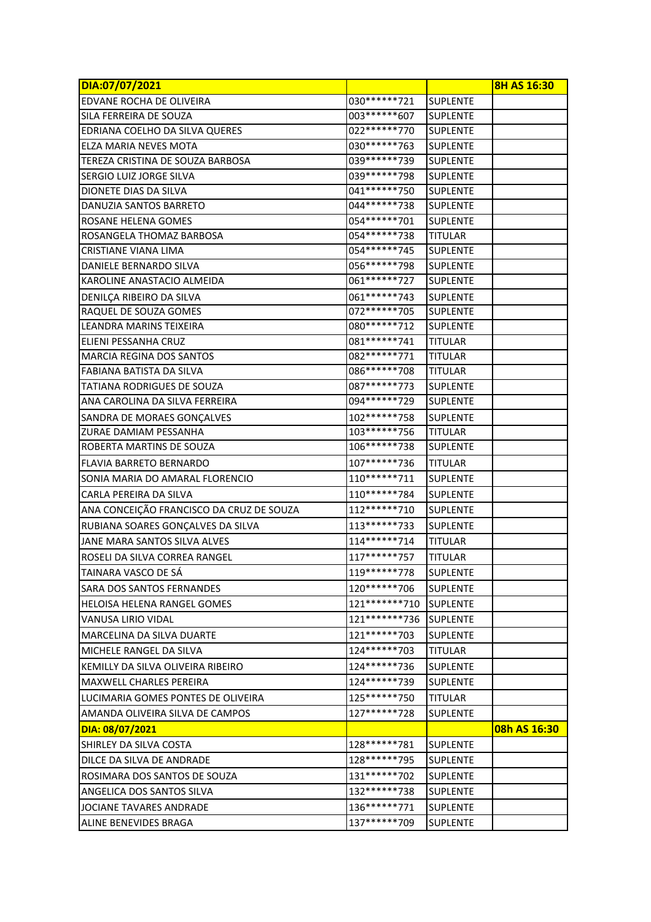| DIA:07/07/2021 | | | 8H AS 16:30 |
|---|---|---|---|
| EDVANE ROCHA DE OLIVEIRA | 030******721 | SUPLENTE | |
| SILA FERREIRA DE SOUZA | 003******607 | SUPLENTE | |
| EDRIANA COELHO DA SILVA QUERES | 022******770 | SUPLENTE | |
| ELZA MARIA NEVES MOTA | 030******763 | SUPLENTE | |
| TEREZA CRISTINA DE SOUZA BARBOSA | 039******739 | SUPLENTE | |
| SERGIO LUIZ JORGE SILVA | 039******798 | SUPLENTE | |
| DIONETE DIAS DA SILVA | 041******750 | SUPLENTE | |
| DANUZIA SANTOS BARRETO | 044******738 | SUPLENTE | |
| ROSANE HELENA GOMES | 054******701 | SUPLENTE | |
| ROSANGELA THOMAZ BARBOSA | 054******738 | TITULAR | |
| CRISTIANE VIANA LIMA | 054******745 | SUPLENTE | |
| DANIELE BERNARDO SILVA | 056******798 | SUPLENTE | |
| KAROLINE ANASTACIO ALMEIDA | 061******727 | SUPLENTE | |
| DENILÇA RIBEIRO DA SILVA | 061******743 | SUPLENTE | |
| RAQUEL DE SOUZA GOMES | 072******705 | SUPLENTE | |
| LEANDRA MARINS TEIXEIRA | 080******712 | SUPLENTE | |
| ELIENI PESSANHA CRUZ | 081******741 | TITULAR | |
| MARCIA REGINA DOS SANTOS | 082******771 | TITULAR | |
| FABIANA BATISTA DA SILVA | 086******708 | TITULAR | |
| TATIANA RODRIGUES DE SOUZA | 087******773 | SUPLENTE | |
| ANA CAROLINA DA SILVA FERREIRA | 094******729 | SUPLENTE | |
| SANDRA DE MORAES GONÇALVES | 102******758 | SUPLENTE | |
| ZURAE DAMIAM PESSANHA | 103******756 | TITULAR | |
| ROBERTA MARTINS DE SOUZA | 106******738 | SUPLENTE | |
| FLAVIA BARRETO BERNARDO | 107******736 | TITULAR | |
| SONIA MARIA DO AMARAL FLORENCIO | 110******711 | SUPLENTE | |
| CARLA PEREIRA DA SILVA | 110******784 | SUPLENTE | |
| ANA CONCEIÇÃO FRANCISCO DA CRUZ DE SOUZA | 112******710 | SUPLENTE | |
| RUBIANA SOARES GONÇALVES DA SILVA | 113******733 | SUPLENTE | |
| JANE MARA SANTOS SILVA ALVES | 114******714 | TITULAR | |
| ROSELI DA SILVA CORREA RANGEL | 117******757 | TITULAR | |
| TAINARA VASCO DE SÁ | 119******778 | SUPLENTE | |
| SARA DOS SANTOS FERNANDES | 120******706 | SUPLENTE | |
| HELOISA HELENA RANGEL GOMES | 121*******710 | SUPLENTE | |
| VANUSA LIRIO VIDAL | 121*******736 | SUPLENTE | |
| MARCELINA DA SILVA DUARTE | 121******703 | SUPLENTE | |
| MICHELE RANGEL DA SILVA | 124******703 | TITULAR | |
| KEMILLY DA SILVA OLIVEIRA RIBEIRO | 124******736 | SUPLENTE | |
| MAXWELL CHARLES PEREIRA | 124******739 | SUPLENTE | |
| LUCIMARIA GOMES PONTES DE OLIVEIRA | 125******750 | TITULAR | |
| AMANDA OLIVEIRA SILVA DE CAMPOS | 127******728 | SUPLENTE | |
| **DIA: 08/07/2021** | | | **08h AS 16:30** |
| SHIRLEY DA SILVA COSTA | 128******781 | SUPLENTE | |
| DILCE DA SILVA DE ANDRADE | 128******795 | SUPLENTE | |
| ROSIMARA DOS SANTOS DE SOUZA | 131******702 | SUPLENTE | |
| ANGELICA DOS SANTOS SILVA | 132******738 | SUPLENTE | |
| JOCIANE TAVARES ANDRADE | 136******771 | SUPLENTE | |
| ALINE BENEVIDES BRAGA | 137******709 | SUPLENTE | |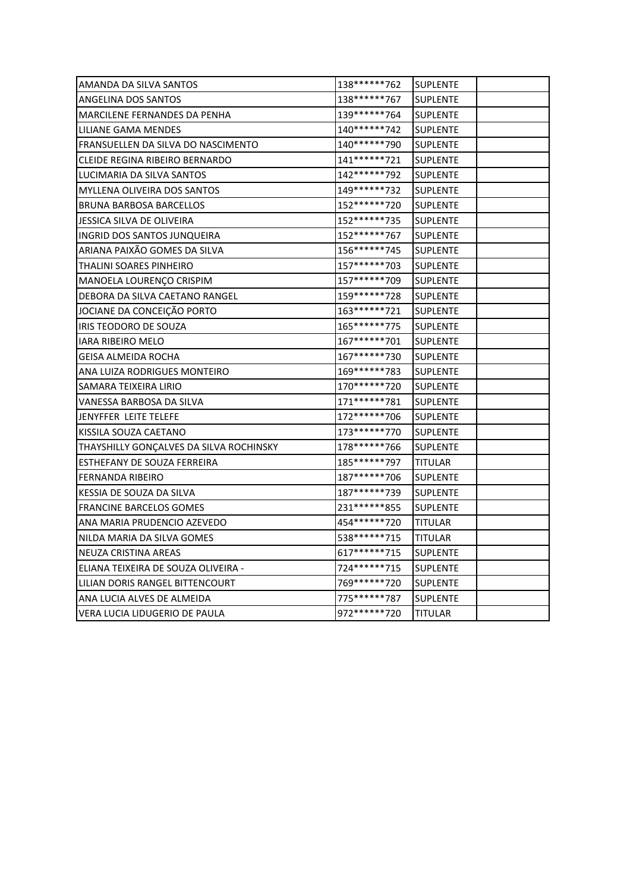| | | | |
|---|---|---|---|
| AMANDA DA SILVA SANTOS | 138******762 | SUPLENTE | |
| ANGELINA DOS SANTOS | 138******767 | SUPLENTE | |
| MARCILENE FERNANDES DA PENHA | 139******764 | SUPLENTE | |
| LILIANE GAMA MENDES | 140******742 | SUPLENTE | |
| FRANSUELLEN DA SILVA DO NASCIMENTO | 140******790 | SUPLENTE | |
| CLEIDE REGINA RIBEIRO BERNARDO | 141******721 | SUPLENTE | |
| LUCIMARIA DA SILVA SANTOS | 142******792 | SUPLENTE | |
| MYLLENA OLIVEIRA DOS SANTOS | 149******732 | SUPLENTE | |
| BRUNA BARBOSA BARCELLOS | 152******720 | SUPLENTE | |
| JESSICA SILVA DE OLIVEIRA | 152******735 | SUPLENTE | |
| INGRID DOS SANTOS JUNQUEIRA | 152******767 | SUPLENTE | |
| ARIANA PAIXÃO GOMES DA SILVA | 156******745 | SUPLENTE | |
| THALINI SOARES PINHEIRO | 157******703 | SUPLENTE | |
| MANOELA LOURENÇO CRISPIM | 157******709 | SUPLENTE | |
| DEBORA DA SILVA CAETANO RANGEL | 159******728 | SUPLENTE | |
| JOCIANE DA CONCEIÇÃO PORTO | 163******721 | SUPLENTE | |
| IRIS TEODORO DE SOUZA | 165******775 | SUPLENTE | |
| IARA RIBEIRO MELO | 167******701 | SUPLENTE | |
| GEISA ALMEIDA ROCHA | 167******730 | SUPLENTE | |
| ANA LUIZA RODRIGUES MONTEIRO | 169******783 | SUPLENTE | |
| SAMARA TEIXEIRA LIRIO | 170******720 | SUPLENTE | |
| VANESSA BARBOSA DA SILVA | 171******781 | SUPLENTE | |
| JENYFFER LEITE TELEFE | 172******706 | SUPLENTE | |
| KISSILA SOUZA CAETANO | 173******770 | SUPLENTE | |
| THAYSHILLY GONÇALVES DA SILVA ROCHINSKY | 178******766 | SUPLENTE | |
| ESTHEFANY DE SOUZA FERREIRA | 185******797 | TITULAR | |
| FERNANDA RIBEIRO | 187******706 | SUPLENTE | |
| KESSIA DE SOUZA DA SILVA | 187******739 | SUPLENTE | |
| FRANCINE BARCELOS GOMES | 231******855 | SUPLENTE | |
| ANA MARIA PRUDENCIO AZEVEDO | 454******720 | TITULAR | |
| NILDA MARIA DA SILVA GOMES | 538******715 | TITULAR | |
| NEUZA CRISTINA AREAS | 617******715 | SUPLENTE | |
| ELIANA TEIXEIRA DE SOUZA OLIVEIRA - | 724******715 | SUPLENTE | |
| LILIAN DORIS RANGEL BITTENCOURT | 769******720 | SUPLENTE | |
| ANA LUCIA ALVES DE ALMEIDA | 775******787 | SUPLENTE | |
| VERA LUCIA LIDUGERIO DE PAULA | 972******720 | TITULAR | |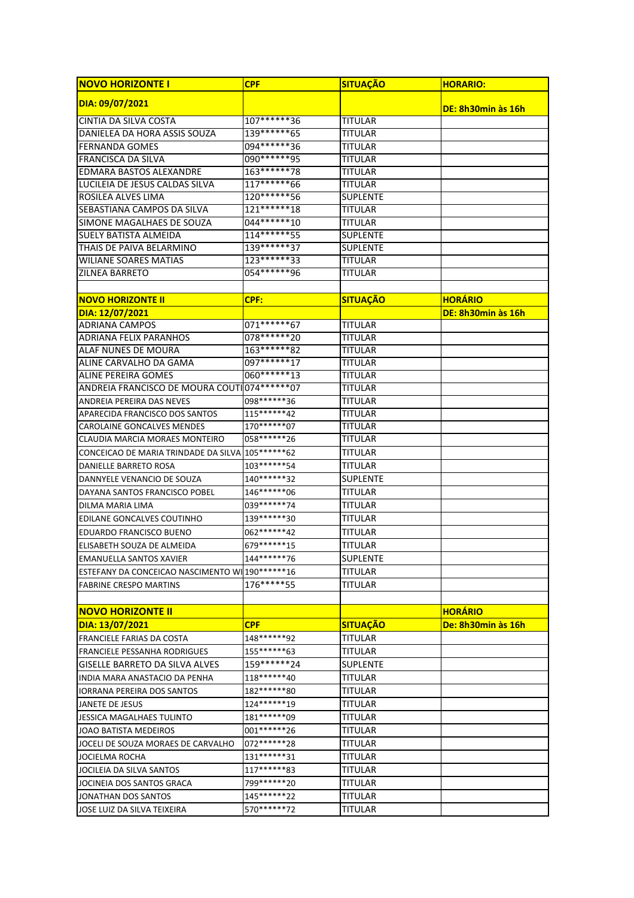| NOVO HORIZONTE I | CPF | SITUAÇÃO | HORARIO: |
|---|---|---|---|
| DIA: 09/07/2021 | | | DE: 8h30min às 16h |
| CINTIA DA SILVA COSTA | 107******36 | TITULAR | |
| DANIELEA DA HORA ASSIS SOUZA | 139******65 | TITULAR | |
| FERNANDA GOMES | 094******36 | TITULAR | |
| FRANCISCA DA SILVA | 090******95 | TITULAR | |
| EDMARA BASTOS ALEXANDRE | 163******78 | TITULAR | |
| LUCILEIA DE JESUS CALDAS SILVA | 117******66 | TITULAR | |
| ROSILEA ALVES LIMA | 120******56 | SUPLENTE | |
| SEBASTIANA CAMPOS DA SILVA | 121******18 | TITULAR | |
| SIMONE MAGALHAES DE SOUZA | 044******10 | TITULAR | |
| SUELY BATISTA ALMEIDA | 114******55 | SUPLENTE | |
| THAIS DE PAIVA BELARMINO | 139******37 | SUPLENTE | |
| WILIANE SOARES MATIAS | 123******33 | TITULAR | |
| ZILNEA BARRETO | 054******96 | TITULAR | |

| NOVO HORIZONTE II | CPF: | SITUAÇÃO | HORÁRIO |
|---|---|---|---|
| DIA: 12/07/2021 | | | DE: 8h30min às 16h |
| ADRIANA CAMPOS | 071******67 | TITULAR | |
| ADRIANA FELIX PARANHOS | 078******20 | TITULAR | |
| ALAF NUNES DE MOURA | 163******82 | TITULAR | |
| ALINE CARVALHO DA GAMA | 097******17 | TITULAR | |
| ALINE PEREIRA GOMES | 060******13 | TITULAR | |
| ANDREIA FRANCISCO DE MOURA COUTI | 074******07 | TITULAR | |
| ANDREIA PEREIRA DAS NEVES | 098******36 | TITULAR | |
| APARECIDA FRANCISCO DOS SANTOS | 115******42 | TITULAR | |
| CAROLAINE GONCALVES MENDES | 170******07 | TITULAR | |
| CLAUDIA MARCIA MORAES MONTEIRO | 058******26 | TITULAR | |
| CONCEICAO DE MARIA TRINDADE DA SILVA | 105******62 | TITULAR | |
| DANIELLE BARRETO ROSA | 103******54 | TITULAR | |
| DANNYELE VENANCIO DE SOUZA | 140******32 | SUPLENTE | |
| DAYANA SANTOS FRANCISCO POBEL | 146******06 | TITULAR | |
| DILMA MARIA LIMA | 039******74 | TITULAR | |
| EDILANE GONCALVES COUTINHO | 139******30 | TITULAR | |
| EDUARDO FRANCISCO BUENO | 062******42 | TITULAR | |
| ELISABETH SOUZA DE ALMEIDA | 679******15 | TITULAR | |
| EMANUELLA SANTOS XAVIER | 144******76 | SUPLENTE | |
| ESTEFANY DA CONCEICAO NASCIMENTO WI | 190******16 | TITULAR | |
| FABRINE CRESPO MARTINS | 176*****55 | TITULAR | |

| NOVO HORIZONTE II | | | HORÁRIO |
|---|---|---|---|
| DIA: 13/07/2021 | CPF | SITUAÇÃO | De: 8h30min às 16h |
| FRANCIELE FARIAS DA COSTA | 148******92 | TITULAR | |
| FRANCIELE PESSANHA RODRIGUES | 155******63 | TITULAR | |
| GISELLE BARRETO DA SILVA ALVES | 159******24 | SUPLENTE | |
| INDIA MARA ANASTACIO DA PENHA | 118******40 | TITULAR | |
| IORRANA PEREIRA DOS SANTOS | 182******80 | TITULAR | |
| JANETE DE JESUS | 124******19 | TITULAR | |
| JESSICA MAGALHAES TULINTO | 181******09 | TITULAR | |
| JOAO BATISTA MEDEIROS | 001******26 | TITULAR | |
| JOCELI DE SOUZA MORAES DE CARVALHO | 072******28 | TITULAR | |
| JOCIELMA ROCHA | 131******31 | TITULAR | |
| JOCILEIA DA SILVA SANTOS | 117******83 | TITULAR | |
| JOCINEIA DOS SANTOS GRACA | 799******20 | TITULAR | |
| JONATHAN DOS SANTOS | 145******22 | TITULAR | |
| JOSE LUIZ DA SILVA TEIXEIRA | 570******72 | TITULAR | |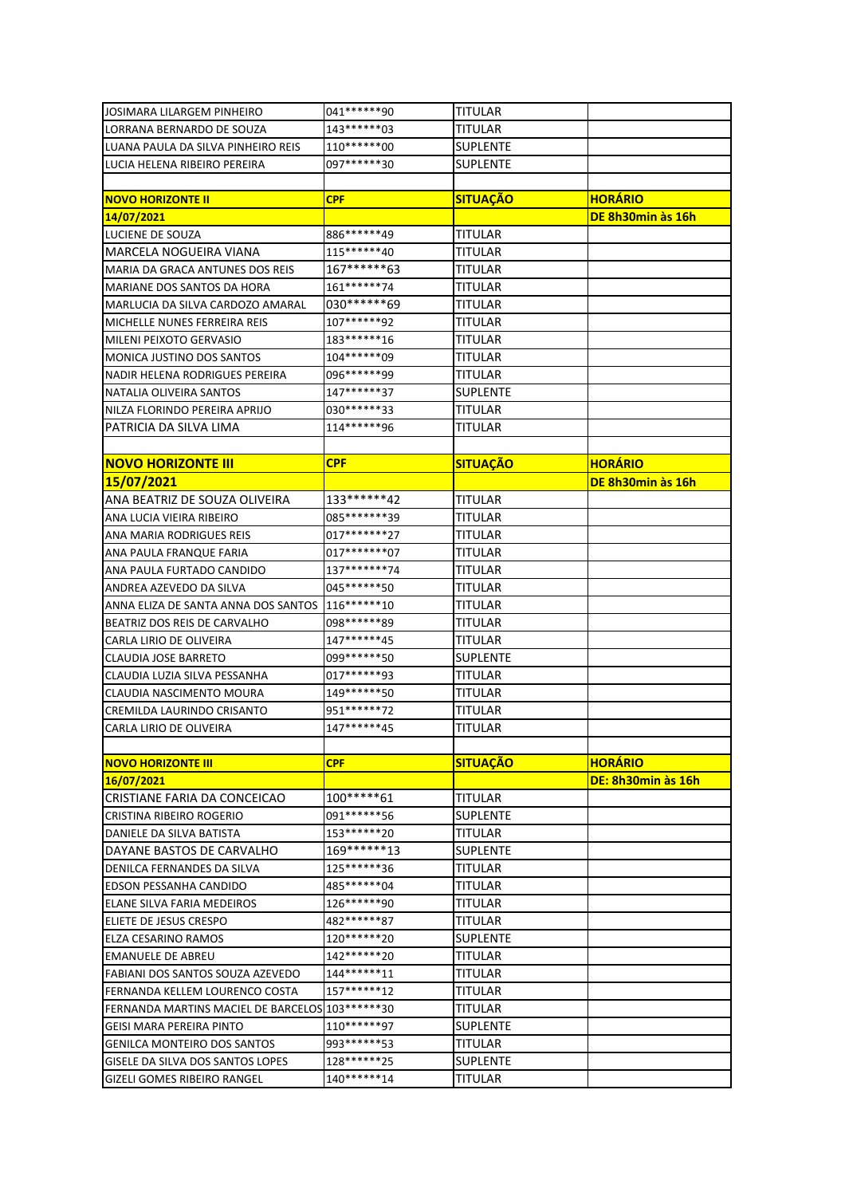| | | | |
|---|---|---|---|
| JOSIMARA LILARGEM PINHEIRO | 041******90 | TITULAR | |
| LORRANA BERNARDO DE SOUZA | 143******03 | TITULAR | |
| LUANA PAULA DA SILVA PINHEIRO REIS | 110******00 | SUPLENTE | |
| LUCIA HELENA RIBEIRO PEREIRA | 097******30 | SUPLENTE | |
| | | | |
| **NOVO HORIZONTE II** | **CPF** | **SITUAÇÃO** | **HORÁRIO** |
| **14/07/2021** | | | **DE 8h30min às 16h** |
| LUCIENE DE SOUZA | 886******49 | TITULAR | |
| MARCELA NOGUEIRA VIANA | 115******40 | TITULAR | |
| MARIA DA GRACA ANTUNES DOS REIS | 167******63 | TITULAR | |
| MARIANE DOS SANTOS DA HORA | 161******74 | TITULAR | |
| MARLUCIA DA SILVA CARDOZO AMARAL | 030******69 | TITULAR | |
| MICHELLE NUNES FERREIRA REIS | 107******92 | TITULAR | |
| MILENI PEIXOTO GERVASIO | 183******16 | TITULAR | |
| MONICA JUSTINO DOS SANTOS | 104******09 | TITULAR | |
| NADIR HELENA RODRIGUES PEREIRA | 096******99 | TITULAR | |
| NATALIA OLIVEIRA SANTOS | 147******37 | SUPLENTE | |
| NILZA FLORINDO PEREIRA APRIJO | 030******33 | TITULAR | |
| PATRICIA DA SILVA LIMA | 114******96 | TITULAR | |
| | | | |
| **NOVO HORIZONTE III** | **CPF** | **SITUAÇÃO** | **HORÁRIO** |
| **15/07/2021** | | | **DE 8h30min às 16h** |
| ANA BEATRIZ DE SOUZA OLIVEIRA | 133******42 | TITULAR | |
| ANA LUCIA VIEIRA RIBEIRO | 085*******39 | TITULAR | |
| ANA MARIA RODRIGUES REIS | 017*******27 | TITULAR | |
| ANA PAULA FRANQUE FARIA | 017*******07 | TITULAR | |
| ANA PAULA FURTADO CANDIDO | 137*******74 | TITULAR | |
| ANDREA AZEVEDO DA SILVA | 045******50 | TITULAR | |
| ANNA ELIZA DE SANTA ANNA DOS SANTOS | 116******10 | TITULAR | |
| BEATRIZ DOS REIS DE CARVALHO | 098******89 | TITULAR | |
| CARLA LIRIO DE OLIVEIRA | 147******45 | TITULAR | |
| CLAUDIA JOSE BARRETO | 099******50 | SUPLENTE | |
| CLAUDIA LUZIA SILVA PESSANHA | 017******93 | TITULAR | |
| CLAUDIA NASCIMENTO MOURA | 149******50 | TITULAR | |
| CREMILDA LAURINDO CRISANTO | 951******72 | TITULAR | |
| CARLA LIRIO DE OLIVEIRA | 147******45 | TITULAR | |
| | | | |
| **NOVO HORIZONTE III** | **CPF** | **SITUAÇÃO** | **HORÁRIO** |
| **16/07/2021** | | | **DE: 8h30min às 16h** |
| CRISTIANE FARIA DA CONCEICAO | 100*****61 | TITULAR | |
| CRISTINA RIBEIRO ROGERIO | 091******56 | SUPLENTE | |
| DANIELE DA SILVA BATISTA | 153******20 | TITULAR | |
| DAYANE BASTOS DE CARVALHO | 169******13 | SUPLENTE | |
| DENILCA FERNANDES DA SILVA | 125******36 | TITULAR | |
| EDSON PESSANHA CANDIDO | 485******04 | TITULAR | |
| ELANE SILVA FARIA MEDEIROS | 126******90 | TITULAR | |
| ELIETE DE JESUS CRESPO | 482******87 | TITULAR | |
| ELZA CESARINO RAMOS | 120******20 | SUPLENTE | |
| EMANUELE DE ABREU | 142******20 | TITULAR | |
| FABIANI DOS SANTOS SOUZA AZEVEDO | 144******11 | TITULAR | |
| FERNANDA KELLEM LOURENCO COSTA | 157******12 | TITULAR | |
| FERNANDA MARTINS MACIEL DE BARCELOS | 103******30 | TITULAR | |
| GEISI MARA PEREIRA PINTO | 110******97 | SUPLENTE | |
| GENILCA MONTEIRO DOS SANTOS | 993******53 | TITULAR | |
| GISELE DA SILVA DOS SANTOS LOPES | 128******25 | SUPLENTE | |
| GIZELI GOMES RIBEIRO RANGEL | 140******14 | TITULAR | |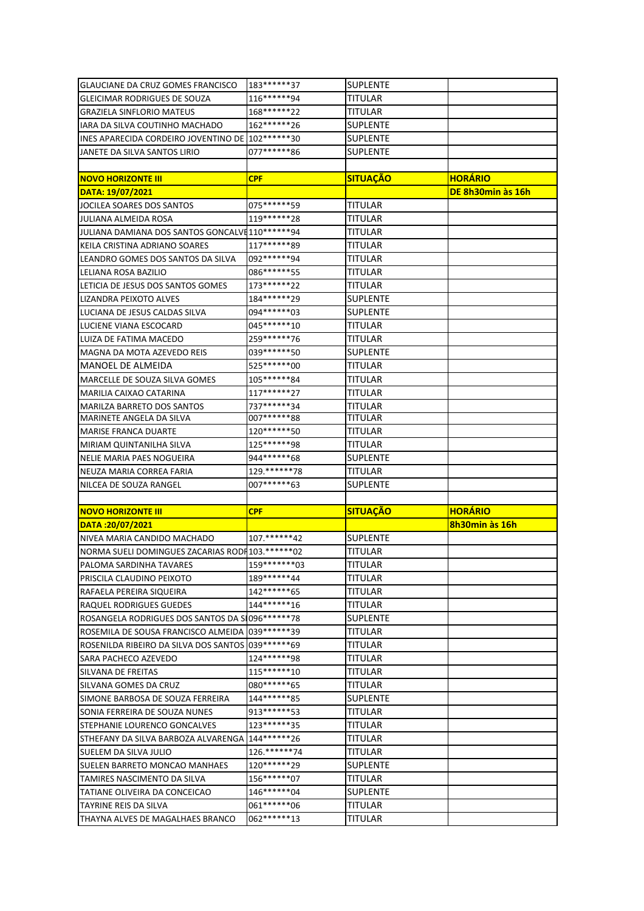| | | | |
|---|---|---|---|
| GLAUCIANE DA CRUZ GOMES FRANCISCO | 183******37 | SUPLENTE | |
| GLEICIMAR RODRIGUES DE SOUZA | 116******94 | TITULAR | |
| GRAZIELA SINFLORIO MATEUS | 168******22 | TITULAR | |
| IARA DA SILVA COUTINHO MACHADO | 162******26 | SUPLENTE | |
| INES APARECIDA CORDEIRO JOVENTINO DE | 102******30 | SUPLENTE | |
| JANETE DA SILVA SANTOS LIRIO | 077******86 | SUPLENTE | |

| **NOVO HORIZONTE III** | **CPF** | **SITUAÇÃO** | **HORÁRIO** |
|---|---|---|---|
| **DATA: 19/07/2021** | | | **DE 8h30min às 16h** |
| JOCILEA SOARES DOS SANTOS | 075******59 | TITULAR | |
| JULIANA ALMEIDA ROSA | 119******28 | TITULAR | |
| JULIANA DAMIANA DOS SANTOS GONCALVE | 110******94 | TITULAR | |
| KEILA CRISTINA ADRIANO SOARES | 117******89 | TITULAR | |
| LEANDRO GOMES DOS SANTOS DA SILVA | 092******94 | TITULAR | |
| LELIANA ROSA BAZILIO | 086******55 | TITULAR | |
| LETICIA DE JESUS DOS SANTOS GOMES | 173******22 | TITULAR | |
| LIZANDRA PEIXOTO ALVES | 184******29 | SUPLENTE | |
| LUCIANA DE JESUS CALDAS SILVA | 094******03 | SUPLENTE | |
| LUCIENE VIANA ESCOCARD | 045******10 | TITULAR | |
| LUIZA DE FATIMA MACEDO | 259******76 | TITULAR | |
| MAGNA DA MOTA AZEVEDO REIS | 039******50 | SUPLENTE | |
| MANOEL DE ALMEIDA | 525******00 | TITULAR | |
| MARCELLE DE SOUZA SILVA GOMES | 105******84 | TITULAR | |
| MARILIA CAIXAO CATARINA | 117******27 | TITULAR | |
| MARILZA BARRETO DOS SANTOS | 737******34 | TITULAR | |
| MARINETE ANGELA DA SILVA | 007******88 | TITULAR | |
| MARISE FRANCA DUARTE | 120******50 | TITULAR | |
| MIRIAM QUINTANILHA SILVA | 125******98 | TITULAR | |
| NELIE MARIA PAES NOGUEIRA | 944******68 | SUPLENTE | |
| NEUZA MARIA CORREA FARIA | 129.******78 | TITULAR | |
| NILCEA DE SOUZA RANGEL | 007******63 | SUPLENTE | |

| **NOVO HORIZONTE III** | **CPF** | **SITUAÇÃO** | **HORÁRIO** |
|---|---|---|---|
| **DATA :20/07/2021** | | | **8h30min às 16h** |
| NIVEA MARIA CANDIDO MACHADO | 107.******42 | SUPLENTE | |
| NORMA SUELI DOMINGUES ZACARIAS RODR | 103.******02 | TITULAR | |
| PALOMA SARDINHA TAVARES | 159*******03 | TITULAR | |
| PRISCILA CLAUDINO PEIXOTO | 189******44 | TITULAR | |
| RAFAELA PEREIRA SIQUEIRA | 142******65 | TITULAR | |
| RAQUEL RODRIGUES GUEDES | 144******16 | TITULAR | |
| ROSANGELA RODRIGUES DOS SANTOS DA SI | 096******78 | SUPLENTE | |
| ROSEMILA DE SOUSA FRANCISCO ALMEIDA | 039******39 | TITULAR | |
| ROSENILDA RIBEIRO DA SILVA DOS SANTOS | 039******69 | TITULAR | |
| SARA PACHECO AZEVEDO | 124******98 | TITULAR | |
| SILVANA DE FREITAS | 115******10 | TITULAR | |
| SILVANA GOMES DA CRUZ | 080******65 | TITULAR | |
| SIMONE BARBOSA DE SOUZA FERREIRA | 144******85 | SUPLENTE | |
| SONIA FERREIRA DE SOUZA NUNES | 913******53 | TITULAR | |
| STEPHANIE LOURENCO GONCALVES | 123******35 | TITULAR | |
| STHEFANY DA SILVA BARBOZA ALVARENGA | 144******26 | TITULAR | |
| SUELEM DA SILVA JULIO | 126.******74 | TITULAR | |
| SUELEN BARRETO MONCAO MANHAES | 120******29 | SUPLENTE | |
| TAMIRES NASCIMENTO DA SILVA | 156******07 | TITULAR | |
| TATIANE OLIVEIRA DA CONCEICAO | 146******04 | SUPLENTE | |
| TAYRINE REIS DA SILVA | 061******06 | TITULAR | |
| THAYNA ALVES DE MAGALHAES BRANCO | 062******13 | TITULAR | |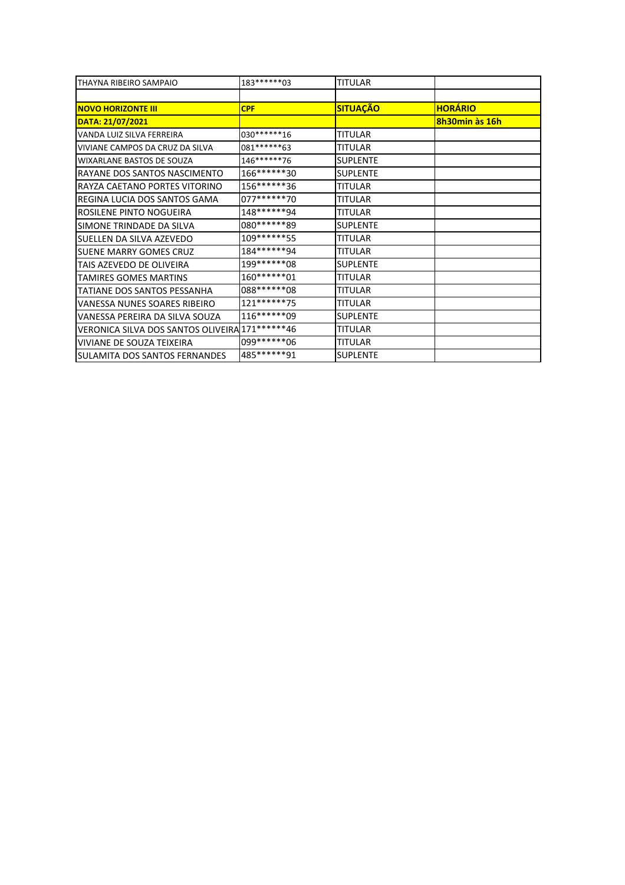| | | | |
|---|---|---|---|
| THAYNA RIBEIRO SAMPAIO | 183******03 | TITULAR | |
| | | | |
| **NOVO HORIZONTE III** | **CPF** | **SITUAÇÃO** | **HORÁRIO** |
| **DATA: 21/07/2021** | | | **8h30min às 16h** |
| VANDA LUIZ SILVA FERREIRA | 030******16 | TITULAR | |
| VIVIANE CAMPOS DA CRUZ DA SILVA | 081******63 | TITULAR | |
| WIXARLANE BASTOS DE SOUZA | 146******76 | SUPLENTE | |
| RAYANE DOS SANTOS NASCIMENTO | 166******30 | SUPLENTE | |
| RAYZA CAETANO PORTES VITORINO | 156******36 | TITULAR | |
| REGINA LUCIA DOS SANTOS GAMA | 077******70 | TITULAR | |
| ROSILENE PINTO NOGUEIRA | 148******94 | TITULAR | |
| SIMONE TRINDADE DA SILVA | 080******89 | SUPLENTE | |
| SUELLEN DA SILVA AZEVEDO | 109******55 | TITULAR | |
| SUENE MARRY GOMES CRUZ | 184******94 | TITULAR | |
| TAIS AZEVEDO DE OLIVEIRA | 199******08 | SUPLENTE | |
| TAMIRES GOMES MARTINS | 160******01 | TITULAR | |
| TATIANE DOS SANTOS PESSANHA | 088******08 | TITULAR | |
| VANESSA NUNES SOARES RIBEIRO | 121******75 | TITULAR | |
| VANESSA PEREIRA DA SILVA SOUZA | 116******09 | SUPLENTE | |
| VERONICA SILVA DOS SANTOS OLIVEIRA | 171******46 | TITULAR | |
| VIVIANE DE SOUZA TEIXEIRA | 099******06 | TITULAR | |
| SULAMITA DOS SANTOS FERNANDES | 485******91 | SUPLENTE | |